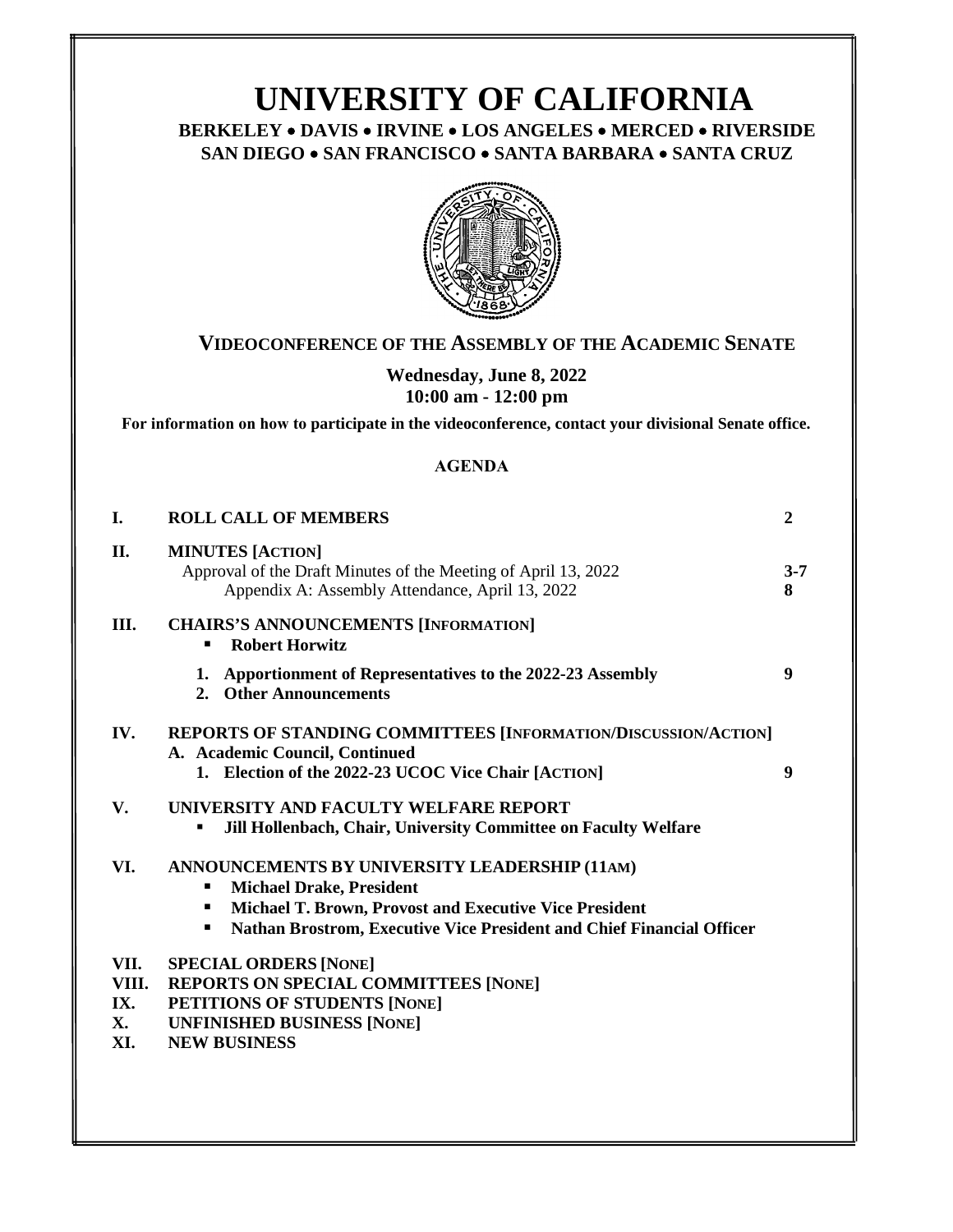# UNIVERSITY OF CALIFORNIA

**BERKELEY • DAVIS • IRVINE • LOS ANGELES • MERCED • RIVERSIDE**
**SAN DIEGO • SAN FRANCISCO • SANTA BARBARA • SANTA CRUZ**

## VIDEOCONFERENCE OF THE ASSEMBLY OF THE ACADEMIC SENATE

**Wednesday, June 8, 2022**
**10:00 am - 12:00 pm**

**For information on how to participate in the videoconference, contact your divisional Senate office.**

### AGENDA

| | | |
|---|---|---|
| **I.** | **ROLL CALL OF MEMBERS** | **2** |
| **II.** | **MINUTES [ACTION]** | |
| | Approval of the Draft Minutes of the Meeting of April 13, 2022 | **3-7** |
| | Appendix A: Assembly Attendance, April 13, 2022 | **8** |
| **III.** | **CHAIRS'S ANNOUNCEMENTS [INFORMATION]** | |
| | ▪ **Robert Horwitz** | |
| | **1. Apportionment of Representatives to the 2022-23 Assembly** | **9** |
| | **2. Other Announcements** | |
| **IV.** | **REPORTS OF STANDING COMMITTEES [INFORMATION/DISCUSSION/ACTION]** | |
| | **A. Academic Council, Continued** | |
| | **1. Election of the 2022-23 UCOC Vice Chair [ACTION]** | **9** |
| **V.** | **UNIVERSITY AND FACULTY WELFARE REPORT** | |
| | ▪ **Jill Hollenbach, Chair, University Committee on Faculty Welfare** | |
| **VI.** | **ANNOUNCEMENTS BY UNIVERSITY LEADERSHIP (11AM)** | |
| | ▪ **Michael Drake, President** | |
| | ▪ **Michael T. Brown, Provost and Executive Vice President** | |
| | ▪ **Nathan Brostrom, Executive Vice President and Chief Financial Officer** | |
| **VII.** | **SPECIAL ORDERS [NONE]** | |
| **VIII.** | **REPORTS ON SPECIAL COMMITTEES [NONE]** | |
| **IX.** | **PETITIONS OF STUDENTS [NONE]** | |
| **X.** | **UNFINISHED BUSINESS [NONE]** | |
| **XI.** | **NEW BUSINESS** | |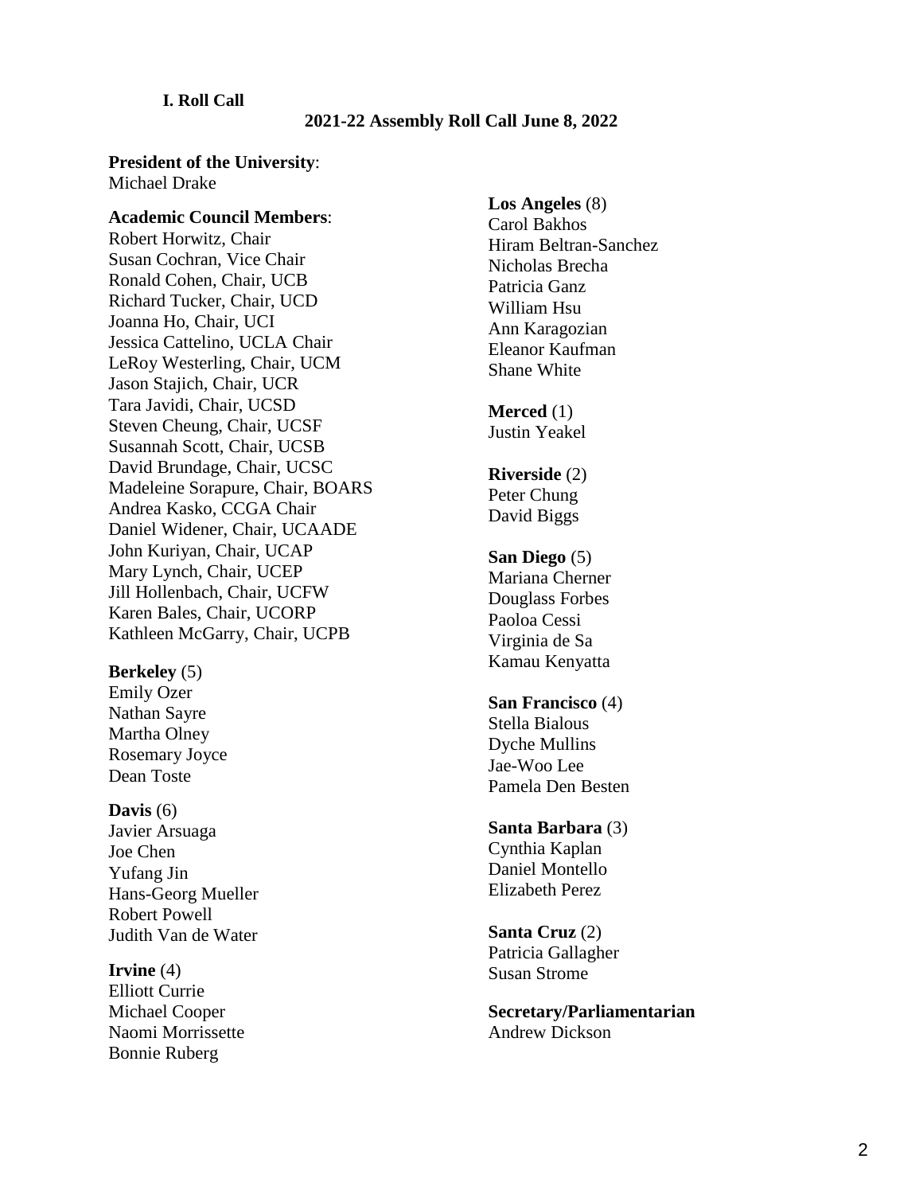**I. Roll Call**

**2021-22 Assembly Roll Call June 8, 2022**

**President of the University**:
Michael Drake

**Academic Council Members**:
Robert Horwitz, Chair
Susan Cochran, Vice Chair
Ronald Cohen, Chair, UCB
Richard Tucker, Chair, UCD
Joanna Ho, Chair, UCI
Jessica Cattelino, UCLA Chair
LeRoy Westerling, Chair, UCM
Jason Stajich, Chair, UCR
Tara Javidi, Chair, UCSD
Steven Cheung, Chair, UCSF
Susannah Scott, Chair, UCSB
David Brundage, Chair, UCSC
Madeleine Sorapure, Chair, BOARS
Andrea Kasko, CCGA Chair
Daniel Widener, Chair, UCAADE
John Kuriyan, Chair, UCAP
Mary Lynch, Chair, UCEP
Jill Hollenbach, Chair, UCFW
Karen Bales, Chair, UCORP
Kathleen McGarry, Chair, UCPB

**Berkeley** (5)
Emily Ozer
Nathan Sayre
Martha Olney
Rosemary Joyce
Dean Toste

**Davis** (6)
Javier Arsuaga
Joe Chen
Yufang Jin
Hans-Georg Mueller
Robert Powell
Judith Van de Water

**Irvine** (4)
Elliott Currie
Michael Cooper
Naomi Morrissette
Bonnie Ruberg

**Los Angeles** (8)
Carol Bakhos
Hiram Beltran-Sanchez
Nicholas Brecha
Patricia Ganz
William Hsu
Ann Karagozian
Eleanor Kaufman
Shane White

**Merced** (1)
Justin Yeakel

**Riverside** (2)
Peter Chung
David Biggs

**San Diego** (5)
Mariana Cherner
Douglass Forbes
Paoloa Cessi
Virginia de Sa
Kamau Kenyatta

**San Francisco** (4)
Stella Bialous
Dyche Mullins
Jae-Woo Lee
Pamela Den Besten

**Santa Barbara** (3)
Cynthia Kaplan
Daniel Montello
Elizabeth Perez

**Santa Cruz** (2)
Patricia Gallagher
Susan Strome

**Secretary/Parliamentarian**
Andrew Dickson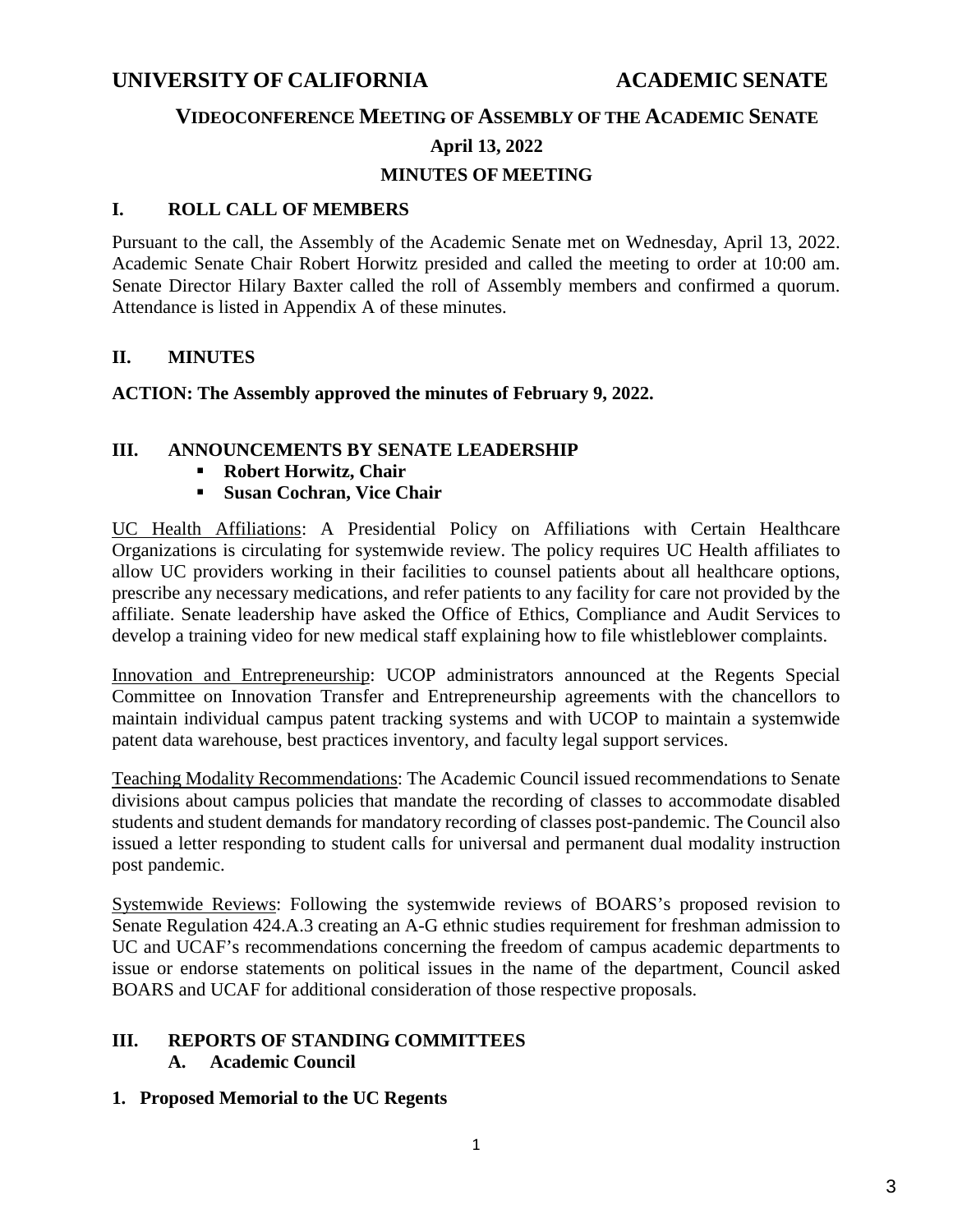**UNIVERSITY OF CALIFORNIA ACADEMIC SENATE**

## VIDEOCONFERENCE MEETING OF ASSEMBLY OF THE ACADEMIC SENATE

**April 13, 2022**

**MINUTES OF MEETING**

### I. ROLL CALL OF MEMBERS

Pursuant to the call, the Assembly of the Academic Senate met on Wednesday, April 13, 2022. Academic Senate Chair Robert Horwitz presided and called the meeting to order at 10:00 am. Senate Director Hilary Baxter called the roll of Assembly members and confirmed a quorum. Attendance is listed in Appendix A of these minutes.

### II. MINUTES

**ACTION: The Assembly approved the minutes of February 9, 2022.**

### III. ANNOUNCEMENTS BY SENATE LEADERSHIP

- **Robert Horwitz, Chair**
- **Susan Cochran, Vice Chair**

UC Health Affiliations: A Presidential Policy on Affiliations with Certain Healthcare Organizations is circulating for systemwide review. The policy requires UC Health affiliates to allow UC providers working in their facilities to counsel patients about all healthcare options, prescribe any necessary medications, and refer patients to any facility for care not provided by the affiliate. Senate leadership have asked the Office of Ethics, Compliance and Audit Services to develop a training video for new medical staff explaining how to file whistleblower complaints.

Innovation and Entrepreneurship: UCOP administrators announced at the Regents Special Committee on Innovation Transfer and Entrepreneurship agreements with the chancellors to maintain individual campus patent tracking systems and with UCOP to maintain a systemwide patent data warehouse, best practices inventory, and faculty legal support services.

Teaching Modality Recommendations: The Academic Council issued recommendations to Senate divisions about campus policies that mandate the recording of classes to accommodate disabled students and student demands for mandatory recording of classes post-pandemic. The Council also issued a letter responding to student calls for universal and permanent dual modality instruction post pandemic.

Systemwide Reviews: Following the systemwide reviews of BOARS's proposed revision to Senate Regulation 424.A.3 creating an A-G ethnic studies requirement for freshman admission to UC and UCAF's recommendations concerning the freedom of campus academic departments to issue or endorse statements on political issues in the name of the department, Council asked BOARS and UCAF for additional consideration of those respective proposals.

### III. REPORTS OF STANDING COMMITTEES

#### A. Academic Council

**1. Proposed Memorial to the UC Regents**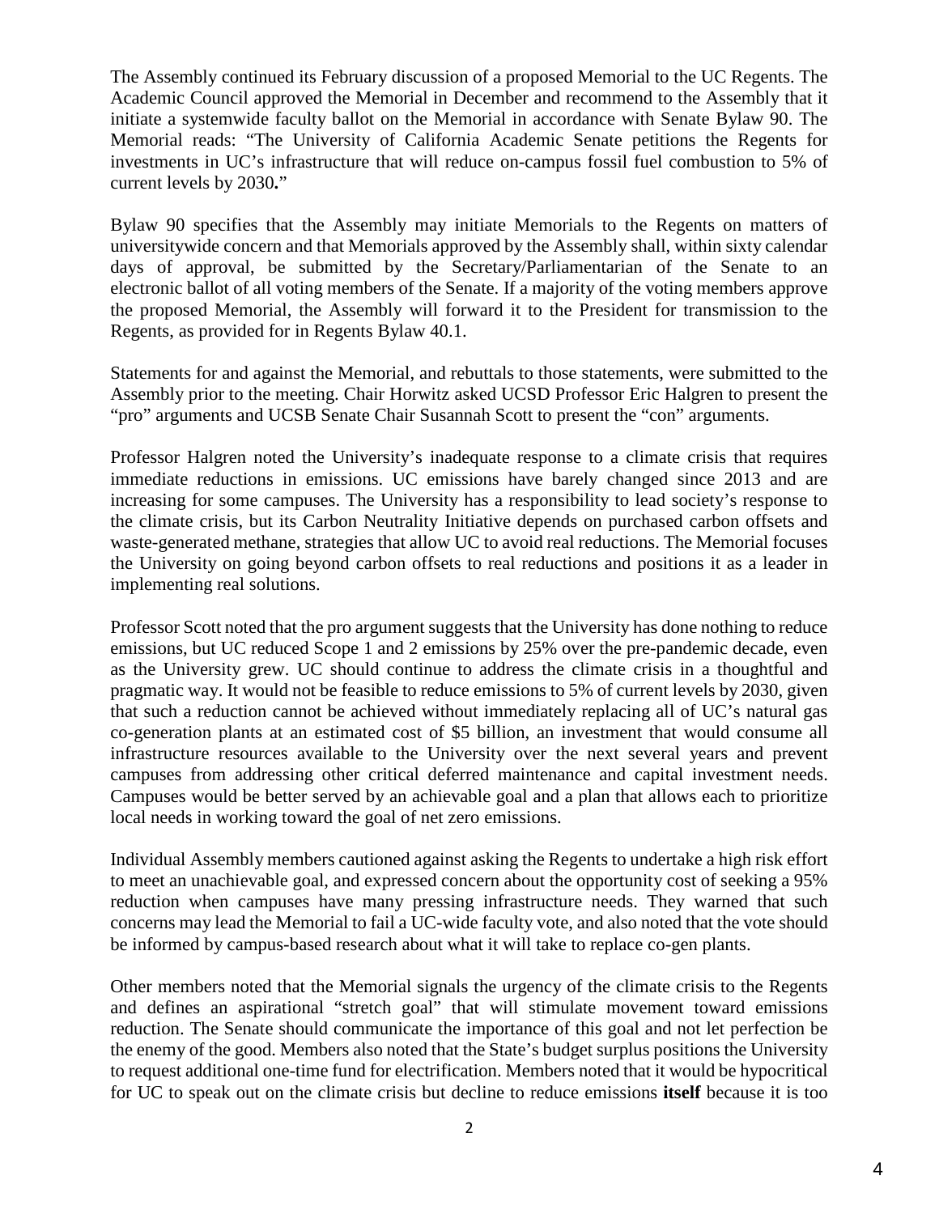The Assembly continued its February discussion of a proposed Memorial to the UC Regents. The Academic Council approved the Memorial in December and recommend to the Assembly that it initiate a systemwide faculty ballot on the Memorial in accordance with Senate Bylaw 90. The Memorial reads: "The University of California Academic Senate petitions the Regents for investments in UC's infrastructure that will reduce on-campus fossil fuel combustion to 5% of current levels by 2030**.**"

Bylaw 90 specifies that the Assembly may initiate Memorials to the Regents on matters of universitywide concern and that Memorials approved by the Assembly shall, within sixty calendar days of approval, be submitted by the Secretary/Parliamentarian of the Senate to an electronic ballot of all voting members of the Senate. If a majority of the voting members approve the proposed Memorial, the Assembly will forward it to the President for transmission to the Regents, as provided for in Regents Bylaw 40.1.

Statements for and against the Memorial, and rebuttals to those statements, were submitted to the Assembly prior to the meeting. Chair Horwitz asked UCSD Professor Eric Halgren to present the "pro" arguments and UCSB Senate Chair Susannah Scott to present the "con" arguments.

Professor Halgren noted the University's inadequate response to a climate crisis that requires immediate reductions in emissions. UC emissions have barely changed since 2013 and are increasing for some campuses. The University has a responsibility to lead society's response to the climate crisis, but its Carbon Neutrality Initiative depends on purchased carbon offsets and waste-generated methane, strategies that allow UC to avoid real reductions. The Memorial focuses the University on going beyond carbon offsets to real reductions and positions it as a leader in implementing real solutions.

Professor Scott noted that the pro argument suggests that the University has done nothing to reduce emissions, but UC reduced Scope 1 and 2 emissions by 25% over the pre-pandemic decade, even as the University grew. UC should continue to address the climate crisis in a thoughtful and pragmatic way. It would not be feasible to reduce emissions to 5% of current levels by 2030, given that such a reduction cannot be achieved without immediately replacing all of UC's natural gas co-generation plants at an estimated cost of $5 billion, an investment that would consume all infrastructure resources available to the University over the next several years and prevent campuses from addressing other critical deferred maintenance and capital investment needs. Campuses would be better served by an achievable goal and a plan that allows each to prioritize local needs in working toward the goal of net zero emissions.

Individual Assembly members cautioned against asking the Regents to undertake a high risk effort to meet an unachievable goal, and expressed concern about the opportunity cost of seeking a 95% reduction when campuses have many pressing infrastructure needs. They warned that such concerns may lead the Memorial to fail a UC-wide faculty vote, and also noted that the vote should be informed by campus-based research about what it will take to replace co-gen plants.

Other members noted that the Memorial signals the urgency of the climate crisis to the Regents and defines an aspirational "stretch goal" that will stimulate movement toward emissions reduction. The Senate should communicate the importance of this goal and not let perfection be the enemy of the good. Members also noted that the State's budget surplus positions the University to request additional one-time fund for electrification. Members noted that it would be hypocritical for UC to speak out on the climate crisis but decline to reduce emissions **itself** because it is too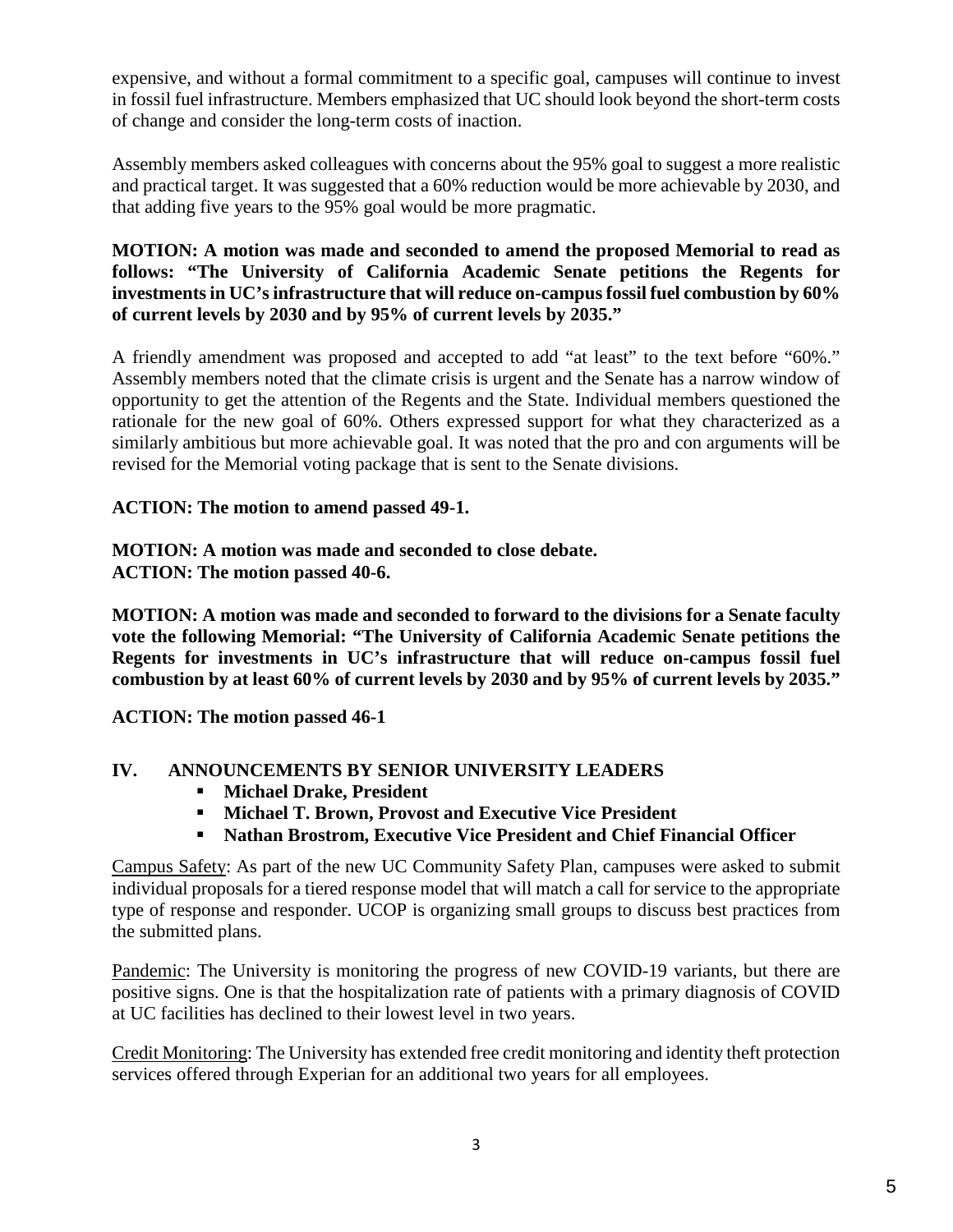expensive, and without a formal commitment to a specific goal, campuses will continue to invest in fossil fuel infrastructure. Members emphasized that UC should look beyond the short-term costs of change and consider the long-term costs of inaction.

Assembly members asked colleagues with concerns about the 95% goal to suggest a more realistic and practical target. It was suggested that a 60% reduction would be more achievable by 2030, and that adding five years to the 95% goal would be more pragmatic.

**MOTION: A motion was made and seconded to amend the proposed Memorial to read as follows: "The University of California Academic Senate petitions the Regents for investments in UC's infrastructure that will reduce on-campus fossil fuel combustion by 60% of current levels by 2030 and by 95% of current levels by 2035."**

A friendly amendment was proposed and accepted to add "at least" to the text before "60%." Assembly members noted that the climate crisis is urgent and the Senate has a narrow window of opportunity to get the attention of the Regents and the State. Individual members questioned the rationale for the new goal of 60%. Others expressed support for what they characterized as a similarly ambitious but more achievable goal. It was noted that the pro and con arguments will be revised for the Memorial voting package that is sent to the Senate divisions.

**ACTION: The motion to amend passed 49-1.**

**MOTION: A motion was made and seconded to close debate.**
**ACTION: The motion passed 40-6.**

**MOTION: A motion was made and seconded to forward to the divisions for a Senate faculty vote the following Memorial: "The University of California Academic Senate petitions the Regents for investments in UC's infrastructure that will reduce on-campus fossil fuel combustion by at least 60% of current levels by 2030 and by 95% of current levels by 2035."**

**ACTION: The motion passed 46-1**

## IV. ANNOUNCEMENTS BY SENIOR UNIVERSITY LEADERS

- **Michael Drake, President**
- **Michael T. Brown, Provost and Executive Vice President**
- **Nathan Brostrom, Executive Vice President and Chief Financial Officer**

Campus Safety: As part of the new UC Community Safety Plan, campuses were asked to submit individual proposals for a tiered response model that will match a call for service to the appropriate type of response and responder. UCOP is organizing small groups to discuss best practices from the submitted plans.

Pandemic: The University is monitoring the progress of new COVID-19 variants, but there are positive signs. One is that the hospitalization rate of patients with a primary diagnosis of COVID at UC facilities has declined to their lowest level in two years.

Credit Monitoring: The University has extended free credit monitoring and identity theft protection services offered through Experian for an additional two years for all employees.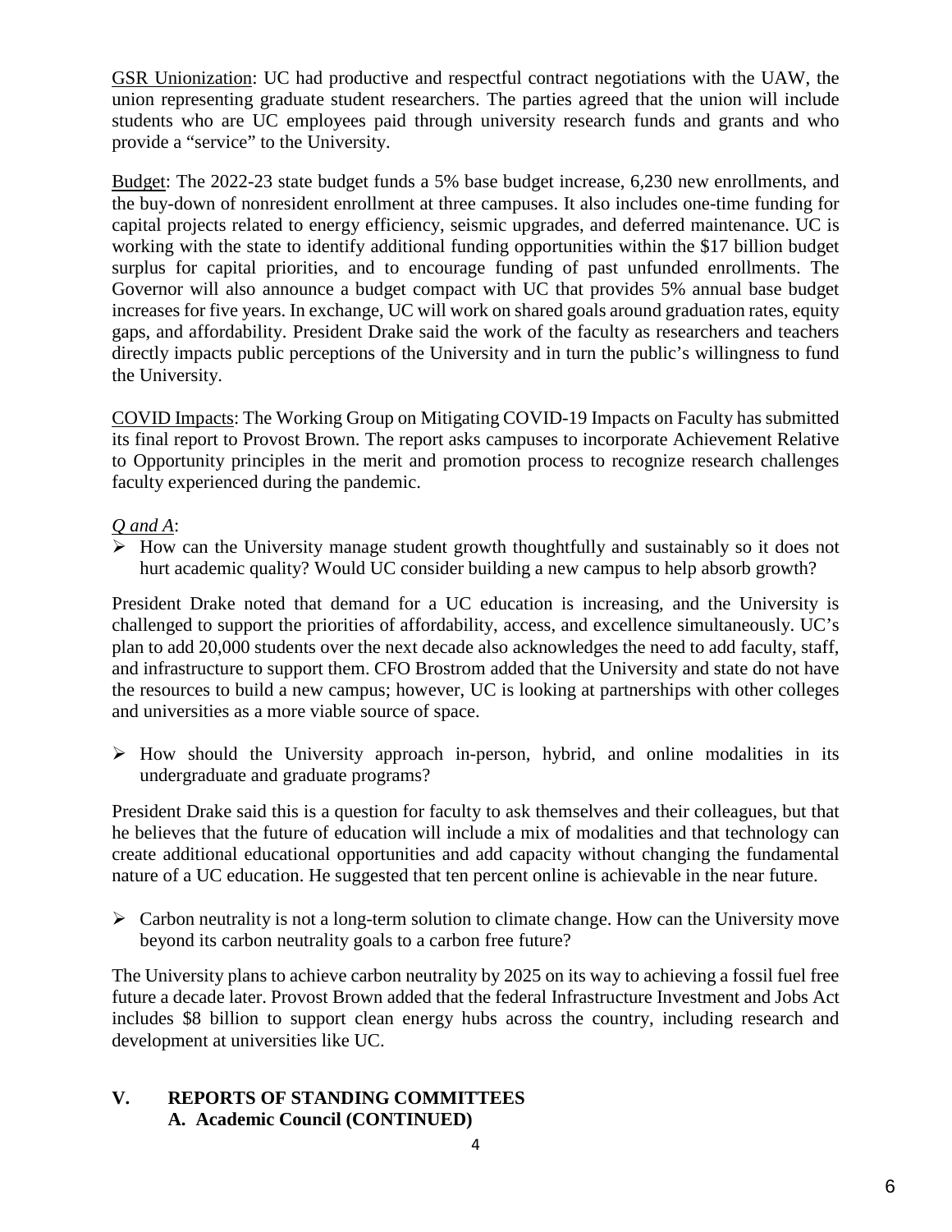<u>GSR Unionization</u>: UC had productive and respectful contract negotiations with the UAW, the union representing graduate student researchers. The parties agreed that the union will include students who are UC employees paid through university research funds and grants and who provide a "service" to the University.

<u>Budget</u>: The 2022-23 state budget funds a 5% base budget increase, 6,230 new enrollments, and the buy-down of nonresident enrollment at three campuses. It also includes one-time funding for capital projects related to energy efficiency, seismic upgrades, and deferred maintenance. UC is working with the state to identify additional funding opportunities within the $17 billion budget surplus for capital priorities, and to encourage funding of past unfunded enrollments. The Governor will also announce a budget compact with UC that provides 5% annual base budget increases for five years. In exchange, UC will work on shared goals around graduation rates, equity gaps, and affordability. President Drake said the work of the faculty as researchers and teachers directly impacts public perceptions of the University and in turn the public's willingness to fund the University.

<u>COVID Impacts</u>: The Working Group on Mitigating COVID-19 Impacts on Faculty has submitted its final report to Provost Brown. The report asks campuses to incorporate Achievement Relative to Opportunity principles in the merit and promotion process to recognize research challenges faculty experienced during the pandemic.

*<u>Q and A</u>*:

- How can the University manage student growth thoughtfully and sustainably so it does not hurt academic quality? Would UC consider building a new campus to help absorb growth?

President Drake noted that demand for a UC education is increasing, and the University is challenged to support the priorities of affordability, access, and excellence simultaneously. UC's plan to add 20,000 students over the next decade also acknowledges the need to add faculty, staff, and infrastructure to support them. CFO Brostrom added that the University and state do not have the resources to build a new campus; however, UC is looking at partnerships with other colleges and universities as a more viable source of space.

- How should the University approach in-person, hybrid, and online modalities in its undergraduate and graduate programs?

President Drake said this is a question for faculty to ask themselves and their colleagues, but that he believes that the future of education will include a mix of modalities and that technology can create additional educational opportunities and add capacity without changing the fundamental nature of a UC education. He suggested that ten percent online is achievable in the near future.

- Carbon neutrality is not a long-term solution to climate change. How can the University move beyond its carbon neutrality goals to a carbon free future?

The University plans to achieve carbon neutrality by 2025 on its way to achieving a fossil fuel free future a decade later. Provost Brown added that the federal Infrastructure Investment and Jobs Act includes $8 billion to support clean energy hubs across the country, including research and development at universities like UC.

## V. REPORTS OF STANDING COMMITTEES

### A. Academic Council (CONTINUED)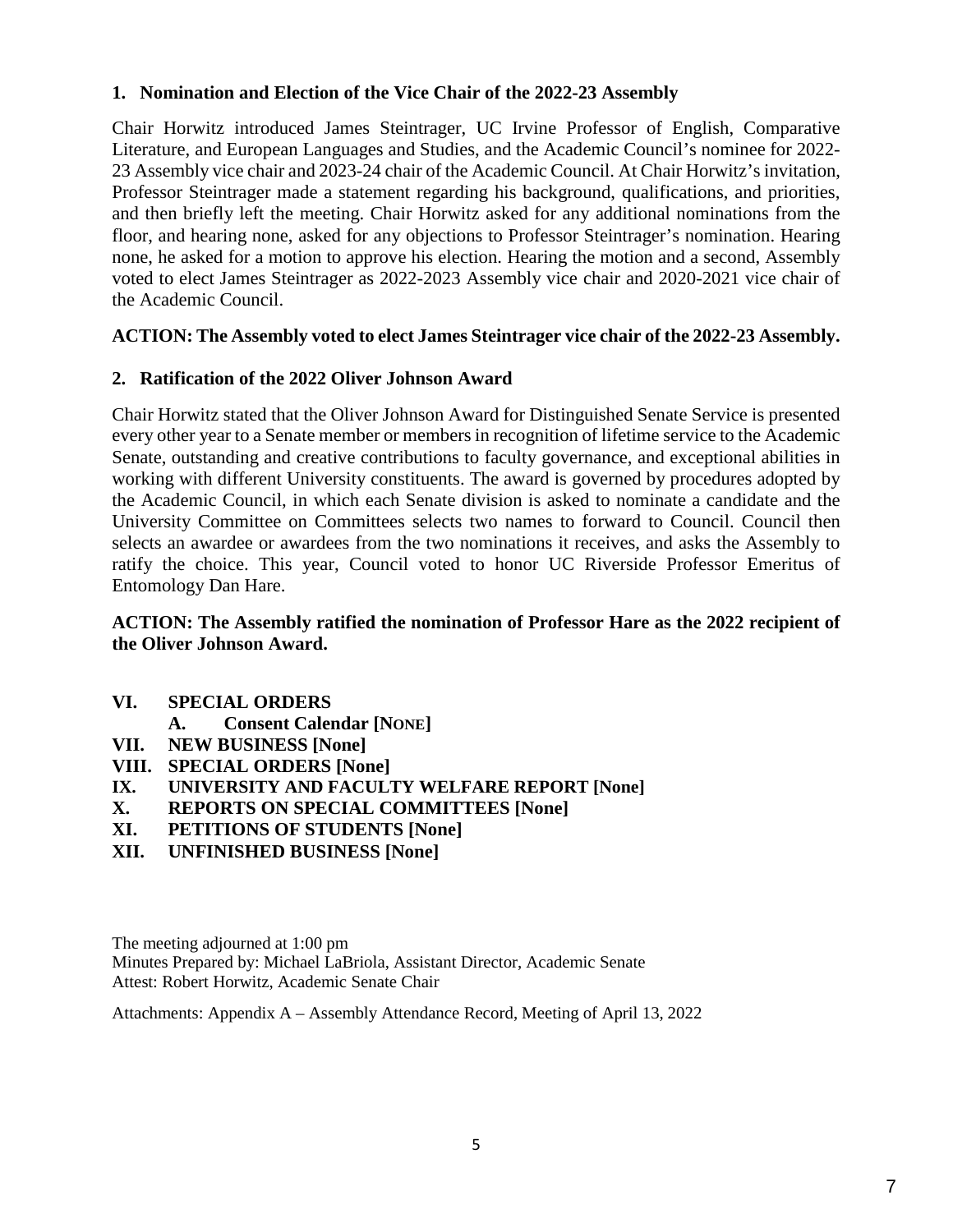**1. Nomination and Election of the Vice Chair of the 2022-23 Assembly**

Chair Horwitz introduced James Steintrager, UC Irvine Professor of English, Comparative Literature, and European Languages and Studies, and the Academic Council's nominee for 2022-23 Assembly vice chair and 2023-24 chair of the Academic Council. At Chair Horwitz's invitation, Professor Steintrager made a statement regarding his background, qualifications, and priorities, and then briefly left the meeting. Chair Horwitz asked for any additional nominations from the floor, and hearing none, asked for any objections to Professor Steintrager's nomination. Hearing none, he asked for a motion to approve his election. Hearing the motion and a second, Assembly voted to elect James Steintrager as 2022-2023 Assembly vice chair and 2020-2021 vice chair of the Academic Council.

**ACTION: The Assembly voted to elect James Steintrager vice chair of the 2022-23 Assembly.**

**2. Ratification of the 2022 Oliver Johnson Award**

Chair Horwitz stated that the Oliver Johnson Award for Distinguished Senate Service is presented every other year to a Senate member or members in recognition of lifetime service to the Academic Senate, outstanding and creative contributions to faculty governance, and exceptional abilities in working with different University constituents. The award is governed by procedures adopted by the Academic Council, in which each Senate division is asked to nominate a candidate and the University Committee on Committees selects two names to forward to Council. Council then selects an awardee or awardees from the two nominations it receives, and asks the Assembly to ratify the choice. This year, Council voted to honor UC Riverside Professor Emeritus of Entomology Dan Hare.

**ACTION: The Assembly ratified the nomination of Professor Hare as the 2022 recipient of the Oliver Johnson Award.**

**VI. SPECIAL ORDERS**
   **A. Consent Calendar [NONE]**
**VII. NEW BUSINESS [None]**
**VIII. SPECIAL ORDERS [None]**
**IX. UNIVERSITY AND FACULTY WELFARE REPORT [None]**
**X. REPORTS ON SPECIAL COMMITTEES [None]**
**XI. PETITIONS OF STUDENTS [None]**
**XII. UNFINISHED BUSINESS [None]**

The meeting adjourned at 1:00 pm
Minutes Prepared by: Michael LaBriola, Assistant Director, Academic Senate
Attest: Robert Horwitz, Academic Senate Chair

Attachments: Appendix A – Assembly Attendance Record, Meeting of April 13, 2022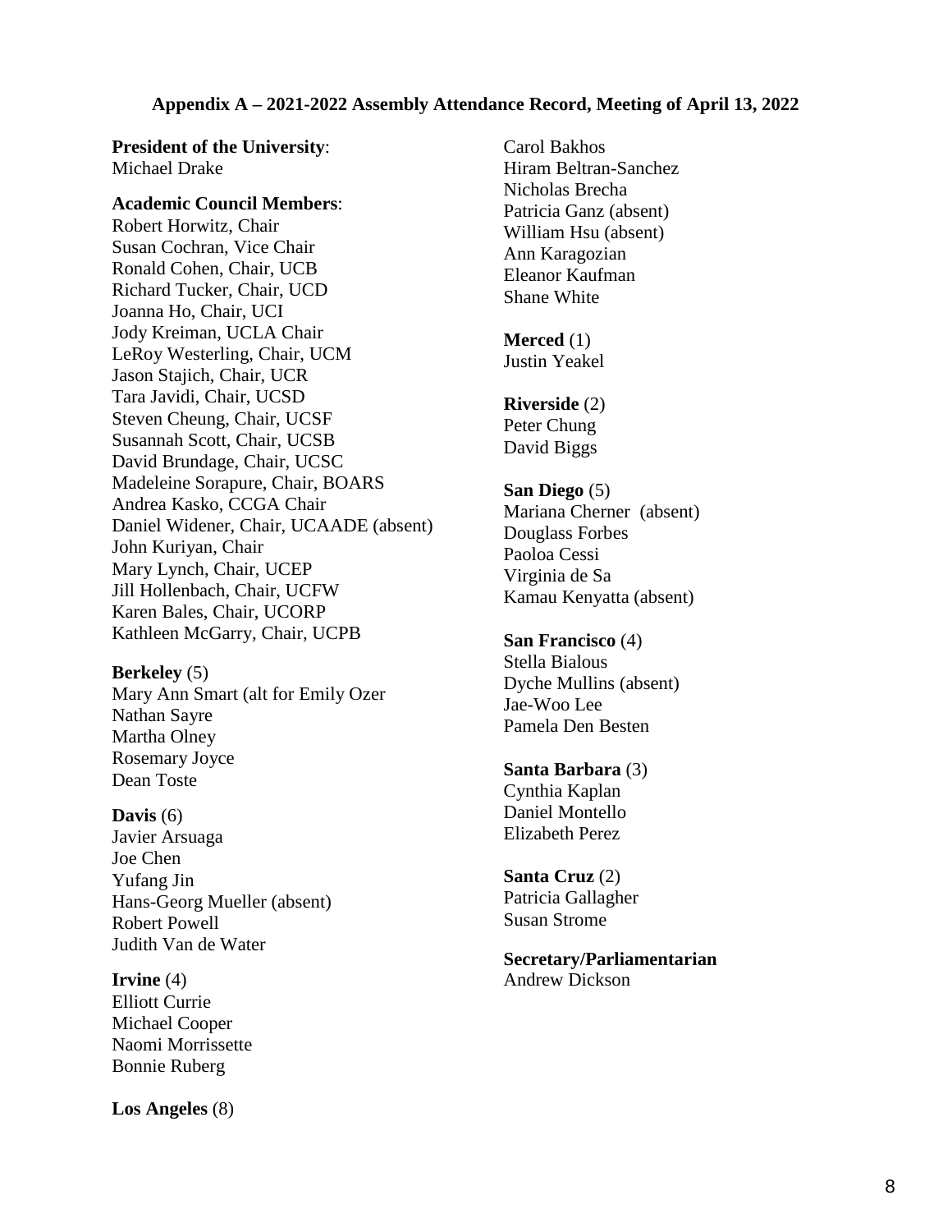**Appendix A – 2021-2022 Assembly Attendance Record, Meeting of April 13, 2022**

**President of the University**:
Michael Drake

**Academic Council Members**:
Robert Horwitz, Chair
Susan Cochran, Vice Chair
Ronald Cohen, Chair, UCB
Richard Tucker, Chair, UCD
Joanna Ho, Chair, UCI
Jody Kreiman, UCLA Chair
LeRoy Westerling, Chair, UCM
Jason Stajich, Chair, UCR
Tara Javidi, Chair, UCSD
Steven Cheung, Chair, UCSF
Susannah Scott, Chair, UCSB
David Brundage, Chair, UCSC
Madeleine Sorapure, Chair, BOARS
Andrea Kasko, CCGA Chair
Daniel Widener, Chair, UCAADE (absent)
John Kuriyan, Chair
Mary Lynch, Chair, UCEP
Jill Hollenbach, Chair, UCFW
Karen Bales, Chair, UCORP
Kathleen McGarry, Chair, UCPB

**Berkeley** (5)
Mary Ann Smart (alt for Emily Ozer
Nathan Sayre
Martha Olney
Rosemary Joyce
Dean Toste

**Davis** (6)
Javier Arsuaga
Joe Chen
Yufang Jin
Hans-Georg Mueller (absent)
Robert Powell
Judith Van de Water

**Irvine** (4)
Elliott Currie
Michael Cooper
Naomi Morrissette
Bonnie Ruberg

**Los Angeles** (8)
Carol Bakhos
Hiram Beltran-Sanchez
Nicholas Brecha
Patricia Ganz (absent)
William Hsu (absent)
Ann Karagozian
Eleanor Kaufman
Shane White

**Merced** (1)
Justin Yeakel

**Riverside** (2)
Peter Chung
David Biggs

**San Diego** (5)
Mariana Cherner (absent)
Douglass Forbes
Paoloa Cessi
Virginia de Sa
Kamau Kenyatta (absent)

**San Francisco** (4)
Stella Bialous
Dyche Mullins (absent)
Jae-Woo Lee
Pamela Den Besten

**Santa Barbara** (3)
Cynthia Kaplan
Daniel Montello
Elizabeth Perez

**Santa Cruz** (2)
Patricia Gallagher
Susan Strome

**Secretary/Parliamentarian**
Andrew Dickson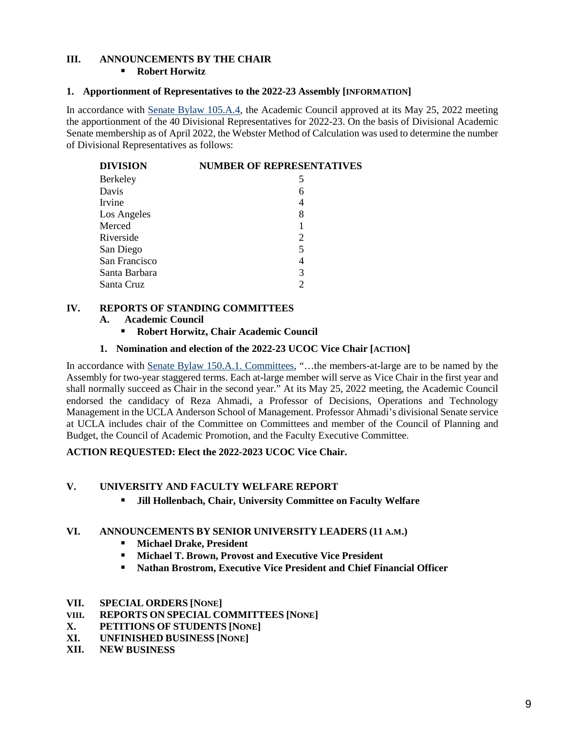## III. ANNOUNCEMENTS BY THE CHAIR

- **Robert Horwitz**

### 1. Apportionment of Representatives to the 2022-23 Assembly [INFORMATION]

In accordance with Senate Bylaw 105.A.4, the Academic Council approved at its May 25, 2022 meeting the apportionment of the 40 Divisional Representatives for 2022-23. On the basis of Divisional Academic Senate membership as of April 2022, the Webster Method of Calculation was used to determine the number of Divisional Representatives as follows:

| DIVISION | NUMBER OF REPRESENTATIVES |
|---|---|
| Berkeley | 5 |
| Davis | 6 |
| Irvine | 4 |
| Los Angeles | 8 |
| Merced | 1 |
| Riverside | 2 |
| San Diego | 5 |
| San Francisco | 4 |
| Santa Barbara | 3 |
| Santa Cruz | 2 |

## IV. REPORTS OF STANDING COMMITTEES

### A. Academic Council

- **Robert Horwitz, Chair Academic Council**

#### 1. Nomination and election of the 2022-23 UCOC Vice Chair [ACTION]

In accordance with Senate Bylaw 150.A.1. Committees, "…the members-at-large are to be named by the Assembly for two-year staggered terms. Each at-large member will serve as Vice Chair in the first year and shall normally succeed as Chair in the second year." At its May 25, 2022 meeting, the Academic Council endorsed the candidacy of Reza Ahmadi, a Professor of Decisions, Operations and Technology Management in the UCLA Anderson School of Management. Professor Ahmadi's divisional Senate service at UCLA includes chair of the Committee on Committees and member of the Council of Planning and Budget, the Council of Academic Promotion, and the Faculty Executive Committee.

**ACTION REQUESTED: Elect the 2022-2023 UCOC Vice Chair.**

## V. UNIVERSITY AND FACULTY WELFARE REPORT

- **Jill Hollenbach, Chair, University Committee on Faculty Welfare**

## VI. ANNOUNCEMENTS BY SENIOR UNIVERSITY LEADERS (11 A.M.)

- **Michael Drake, President**
- **Michael T. Brown, Provost and Executive Vice President**
- **Nathan Brostrom, Executive Vice President and Chief Financial Officer**

## VII. SPECIAL ORDERS [NONE]

## VIII. REPORTS ON SPECIAL COMMITTEES [NONE]

## X. PETITIONS OF STUDENTS [NONE]

## XI. UNFINISHED BUSINESS [NONE]

## XII. NEW BUSINESS